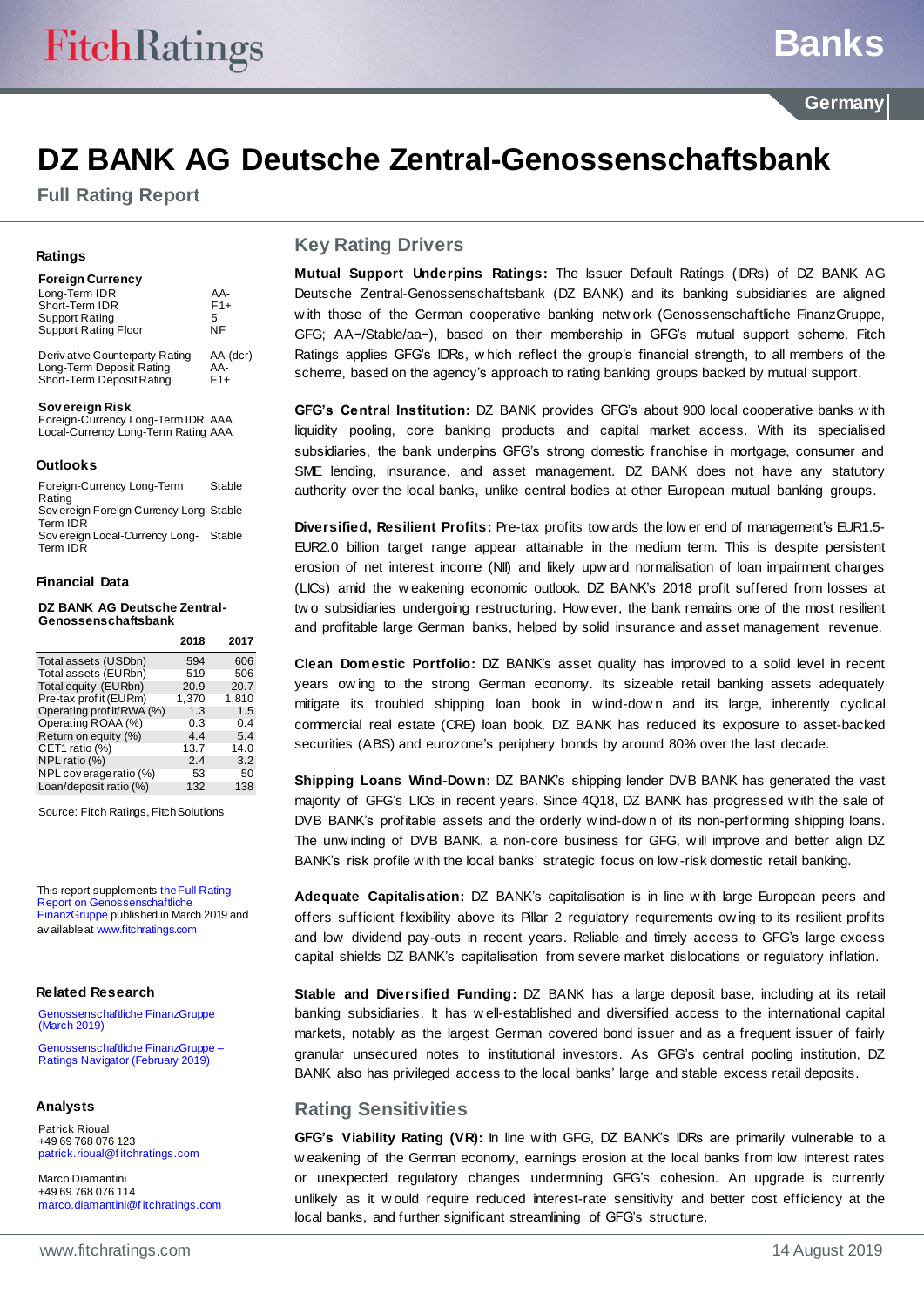# DZ BANK AG Deutsche Zentral-Genossenschaftsbank

## Full Rating Report

### Ratings

**Foreign Currency**

| | |
|---|---|
| Long-Term IDR | AA- |
| Short-Term IDR | F1+ |
| Support Rating | 5 |
| Support Rating Floor | NF |
| Derivative Counterparty Rating | AA-(dcr) |
| Long-Term Deposit Rating | AA- |
| Short-Term Deposit Rating | F1+ |

**Sovereign Risk**

| | |
|---|---|
| Foreign-Currency Long-Term IDR | AAA |
| Local-Currency Long-Term Rating | AAA |

### Outlooks

| | |
|---|---|
| Foreign-Currency Long-Term Rating | Stable |
| Sovereign Foreign-Currency Long-Term IDR | Stable |
| Sovereign Local-Currency Long-Term IDR | Stable |

### Financial Data

**DZ BANK AG Deutsche Zentral-Genossenschaftsbank**

| | 2018 | 2017 |
|---|---|---|
| Total assets (USDbn) | 594 | 606 |
| Total assets (EURbn) | 519 | 506 |
| Total equity (EURbn) | 20.9 | 20.7 |
| Pre-tax profit (EURm) | 1,370 | 1,810 |
| Operating profit/RWA (%) | 1.3 | 1.5 |
| Operating ROAA (%) | 0.3 | 0.4 |
| Return on equity (%) | 4.4 | 5.4 |
| CET1 ratio (%) | 13.7 | 14.0 |
| NPL ratio (%) | 2.4 | 3.2 |
| NPL coverage ratio (%) | 53 | 50 |
| Loan/deposit ratio (%) | 132 | 138 |

Source: Fitch Ratings, Fitch Solutions

This report supplements the Full Rating Report on Genossenschaftliche FinanzGruppe published in March 2019 and available at www.fitchratings.com

### Related Research

Genossenschaftliche FinanzGruppe (March 2019)

Genossenschaftliche FinanzGruppe – Ratings Navigator (February 2019)

### Analysts

Patrick Rioual
+49 69 768 076 123
patrick.rioual@fitchratings.com

Marco Diamantini
+49 69 768 076 114
marco.diamantini@fitchratings.com

## Key Rating Drivers

**Mutual Support Underpins Ratings:** The Issuer Default Ratings (IDRs) of DZ BANK AG Deutsche Zentral-Genossenschaftsbank (DZ BANK) and its banking subsidiaries are aligned with those of the German cooperative banking network (Genossenschaftliche FinanzGruppe, GFG; AA−/Stable/aa−), based on their membership in GFG's mutual support scheme. Fitch Ratings applies GFG's IDRs, which reflect the group's financial strength, to all members of the scheme, based on the agency's approach to rating banking groups backed by mutual support.

**GFG's Central Institution:** DZ BANK provides GFG's about 900 local cooperative banks with liquidity pooling, core banking products and capital market access. With its specialised subsidiaries, the bank underpins GFG's strong domestic franchise in mortgage, consumer and SME lending, insurance, and asset management. DZ BANK does not have any statutory authority over the local banks, unlike central bodies at other European mutual banking groups.

**Diversified, Resilient Profits:** Pre-tax profits towards the lower end of management's EUR1.5-EUR2.0 billion target range appear attainable in the medium term. This is despite persistent erosion of net interest income (NII) and likely upward normalisation of loan impairment charges (LICs) amid the weakening economic outlook. DZ BANK's 2018 profit suffered from losses at two subsidiaries undergoing restructuring. However, the bank remains one of the most resilient and profitable large German banks, helped by solid insurance and asset management revenue.

**Clean Domestic Portfolio:** DZ BANK's asset quality has improved to a solid level in recent years owing to the strong German economy. Its sizeable retail banking assets adequately mitigate its troubled shipping loan book in wind-down and its large, inherently cyclical commercial real estate (CRE) loan book. DZ BANK has reduced its exposure to asset-backed securities (ABS) and eurozone's periphery bonds by around 80% over the last decade.

**Shipping Loans Wind-Down:** DZ BANK's shipping lender DVB BANK has generated the vast majority of GFG's LICs in recent years. Since 4Q18, DZ BANK has progressed with the sale of DVB BANK's profitable assets and the orderly wind-down of its non-performing shipping loans. The unwinding of DVB BANK, a non-core business for GFG, will improve and better align DZ BANK's risk profile with the local banks' strategic focus on low-risk domestic retail banking.

**Adequate Capitalisation:** DZ BANK's capitalisation is in line with large European peers and offers sufficient flexibility above its Pillar 2 regulatory requirements owing to its resilient profits and low dividend pay-outs in recent years. Reliable and timely access to GFG's large excess capital shields DZ BANK's capitalisation from severe market dislocations or regulatory inflation.

**Stable and Diversified Funding:** DZ BANK has a large deposit base, including at its retail banking subsidiaries. It has well-established and diversified access to the international capital markets, notably as the largest German covered bond issuer and as a frequent issuer of fairly granular unsecured notes to institutional investors. As GFG's central pooling institution, DZ BANK also has privileged access to the local banks' large and stable excess retail deposits.

## Rating Sensitivities

**GFG's Viability Rating (VR):** In line with GFG, DZ BANK's IDRs are primarily vulnerable to a weakening of the German economy, earnings erosion at the local banks from low interest rates or unexpected regulatory changes undermining GFG's cohesion. An upgrade is currently unlikely as it would require reduced interest-rate sensitivity and better cost efficiency at the local banks, and further significant streamlining of GFG's structure.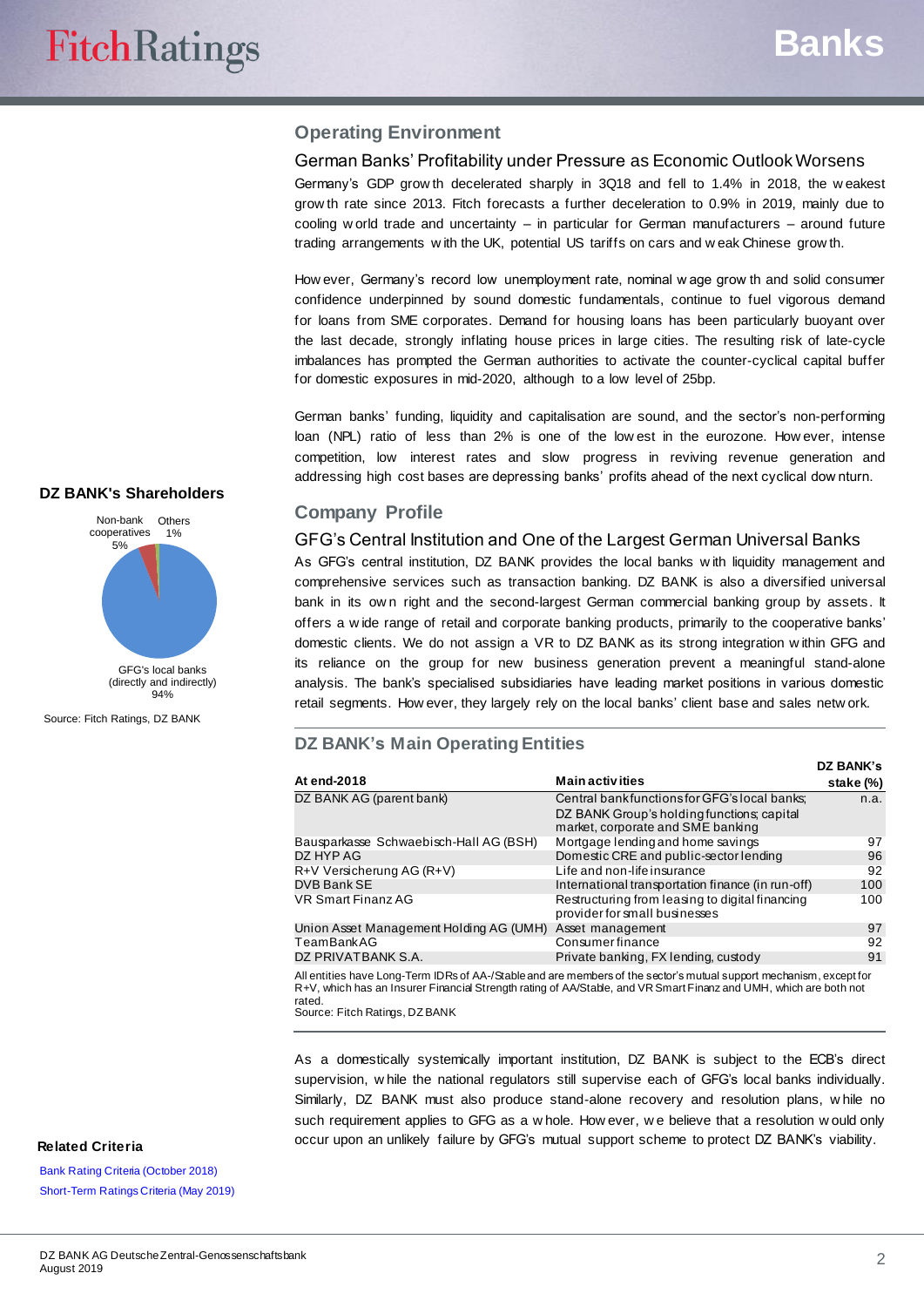## Operating Environment

### German Banks' Profitability under Pressure as Economic Outlook Worsens

Germany's GDP growth decelerated sharply in 3Q18 and fell to 1.4% in 2018, the weakest growth rate since 2013. Fitch forecasts a further deceleration to 0.9% in 2019, mainly due to cooling world trade and uncertainty – in particular for German manufacturers – around future trading arrangements with the UK, potential US tariffs on cars and weak Chinese growth.

However, Germany's record low unemployment rate, nominal wage growth and solid consumer confidence underpinned by sound domestic fundamentals, continue to fuel vigorous demand for loans from SME corporates. Demand for housing loans has been particularly buoyant over the last decade, strongly inflating house prices in large cities. The resulting risk of late-cycle imbalances has prompted the German authorities to activate the counter-cyclical capital buffer for domestic exposures in mid-2020, although to a low level of 25bp.

German banks' funding, liquidity and capitalisation are sound, and the sector's non-performing loan (NPL) ratio of less than 2% is one of the lowest in the eurozone. However, intense competition, low interest rates and slow progress in reviving revenue generation and addressing high cost bases are depressing banks' profits ahead of the next cyclical downturn.

**DZ BANK's Shareholders**

- Non-bank cooperatives: 5%
- Others: 1%
- GFG's local banks (directly and indirectly): 94%

Source: Fitch Ratings, DZ BANK

## Company Profile

### GFG's Central Institution and One of the Largest German Universal Banks

As GFG's central institution, DZ BANK provides the local banks with liquidity management and comprehensive services such as transaction banking. DZ BANK is also a diversified universal bank in its own right and the second-largest German commercial banking group by assets. It offers a wide range of retail and corporate banking products, primarily to the cooperative banks' domestic clients. We do not assign a VR to DZ BANK as its strong integration within GFG and its reliance on the group for new business generation prevent a meaningful stand-alone analysis. The bank's specialised subsidiaries have leading market positions in various domestic retail segments. However, they largely rely on the local banks' client base and sales network.

### DZ BANK's Main Operating Entities

| At end-2018 | Main activities | DZ BANK's stake (%) |
|---|---|---|
| DZ BANK AG (parent bank) | Central bank functions for GFG's local banks; DZ BANK Group's holding functions; capital market, corporate and SME banking | n.a. |
| Bausparkasse Schwaebisch-Hall AG (BSH) | Mortgage lending and home savings | 97 |
| DZ HYP AG | Domestic CRE and public-sector lending | 96 |
| R+V Versicherung AG (R+V) | Life and non-life insurance | 92 |
| DVB Bank SE | International transportation finance (in run-off) | 100 |
| VR Smart Finanz AG | Restructuring from leasing to digital financing provider for small businesses | 100 |
| Union Asset Management Holding AG (UMH) | Asset management | 97 |
| TeamBank AG | Consumer finance | 92 |
| DZ PRIVATBANK S.A. | Private banking, FX lending, custody | 91 |

All entities have Long-Term IDRs of AA-/Stable and are members of the sector's mutual support mechanism, except for R+V, which has an Insurer Financial Strength rating of AA/Stable, and VR Smart Finanz and UMH, which are both not rated.
Source: Fitch Ratings, DZ BANK

As a domestically systemically important institution, DZ BANK is subject to the ECB's direct supervision, while the national regulators still supervise each of GFG's local banks individually. Similarly, DZ BANK must also produce stand-alone recovery and resolution plans, while no such requirement applies to GFG as a whole. However, we believe that a resolution would only occur upon an unlikely failure by GFG's mutual support scheme to protect DZ BANK's viability.

**Related Criteria**

Bank Rating Criteria (October 2018)
Short-Term Ratings Criteria (May 2019)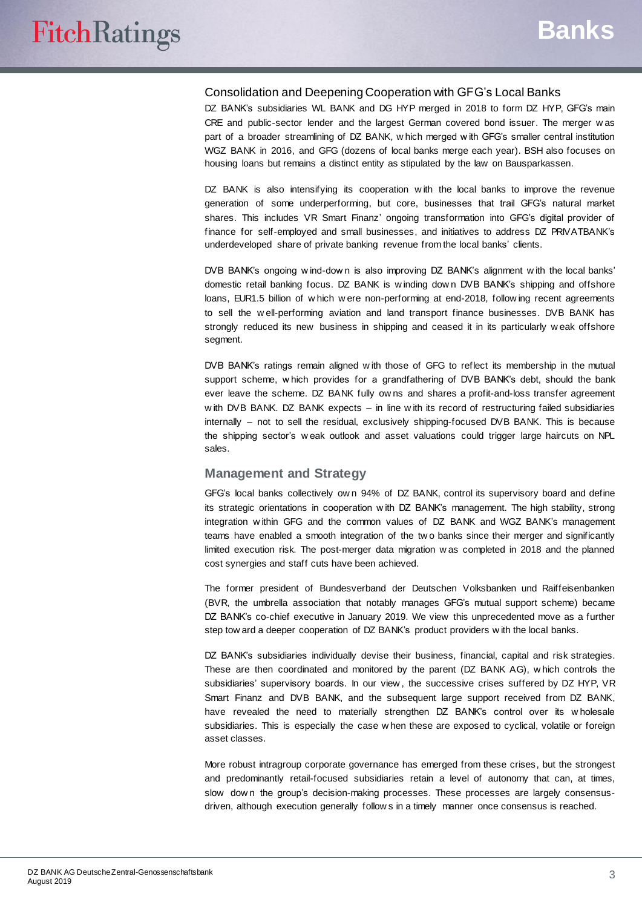### Consolidation and Deepening Cooperation with GFG's Local Banks

DZ BANK's subsidiaries WL BANK and DG HYP merged in 2018 to form DZ HYP, GFG's main CRE and public-sector lender and the largest German covered bond issuer. The merger was part of a broader streamlining of DZ BANK, which merged with GFG's smaller central institution WGZ BANK in 2016, and GFG (dozens of local banks merge each year). BSH also focuses on housing loans but remains a distinct entity as stipulated by the law on Bausparkassen.

DZ BANK is also intensifying its cooperation with the local banks to improve the revenue generation of some underperforming, but core, businesses that trail GFG's natural market shares. This includes VR Smart Finanz' ongoing transformation into GFG's digital provider of finance for self-employed and small businesses, and initiatives to address DZ PRIVATBANK's underdeveloped share of private banking revenue from the local banks' clients.

DVB BANK's ongoing wind-down is also improving DZ BANK's alignment with the local banks' domestic retail banking focus. DZ BANK is winding down DVB BANK's shipping and offshore loans, EUR1.5 billion of which were non-performing at end-2018, following recent agreements to sell the well-performing aviation and land transport finance businesses. DVB BANK has strongly reduced its new business in shipping and ceased it in its particularly weak offshore segment.

DVB BANK's ratings remain aligned with those of GFG to reflect its membership in the mutual support scheme, which provides for a grandfathering of DVB BANK's debt, should the bank ever leave the scheme. DZ BANK fully owns and shares a profit-and-loss transfer agreement with DVB BANK. DZ BANK expects – in line with its record of restructuring failed subsidiaries internally – not to sell the residual, exclusively shipping-focused DVB BANK. This is because the shipping sector's weak outlook and asset valuations could trigger large haircuts on NPL sales.

## Management and Strategy

GFG's local banks collectively own 94% of DZ BANK, control its supervisory board and define its strategic orientations in cooperation with DZ BANK's management. The high stability, strong integration within GFG and the common values of DZ BANK and WGZ BANK's management teams have enabled a smooth integration of the two banks since their merger and significantly limited execution risk. The post-merger data migration was completed in 2018 and the planned cost synergies and staff cuts have been achieved.

The former president of Bundesverband der Deutschen Volksbanken und Raiffeisenbanken (BVR, the umbrella association that notably manages GFG's mutual support scheme) became DZ BANK's co-chief executive in January 2019. We view this unprecedented move as a further step toward a deeper cooperation of DZ BANK's product providers with the local banks.

DZ BANK's subsidiaries individually devise their business, financial, capital and risk strategies. These are then coordinated and monitored by the parent (DZ BANK AG), which controls the subsidiaries' supervisory boards. In our view, the successive crises suffered by DZ HYP, VR Smart Finanz and DVB BANK, and the subsequent large support received from DZ BANK, have revealed the need to materially strengthen DZ BANK's control over its wholesale subsidiaries. This is especially the case when these are exposed to cyclical, volatile or foreign asset classes.

More robust intragroup corporate governance has emerged from these crises, but the strongest and predominantly retail-focused subsidiaries retain a level of autonomy that can, at times, slow down the group's decision-making processes. These processes are largely consensus-driven, although execution generally follows in a timely manner once consensus is reached.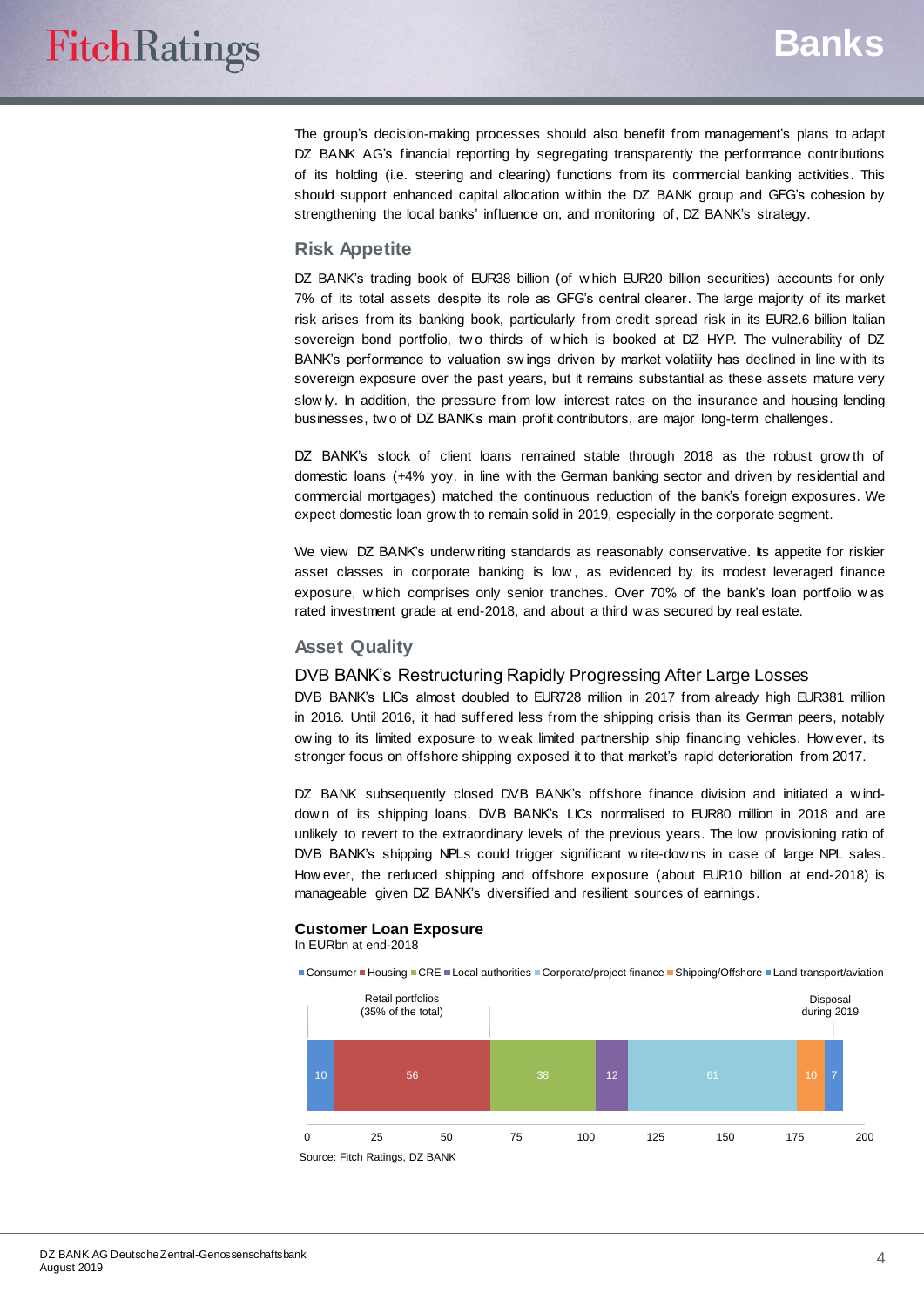The group's decision-making processes should also benefit from management's plans to adapt DZ BANK AG's financial reporting by segregating transparently the performance contributions of its holding (i.e. steering and clearing) functions from its commercial banking activities. This should support enhanced capital allocation within the DZ BANK group and GFG's cohesion by strengthening the local banks' influence on, and monitoring of, DZ BANK's strategy.

## Risk Appetite

DZ BANK's trading book of EUR38 billion (of which EUR20 billion securities) accounts for only 7% of its total assets despite its role as GFG's central clearer. The large majority of its market risk arises from its banking book, particularly from credit spread risk in its EUR2.6 billion Italian sovereign bond portfolio, two thirds of which is booked at DZ HYP. The vulnerability of DZ BANK's performance to valuation swings driven by market volatility has declined in line with its sovereign exposure over the past years, but it remains substantial as these assets mature very slowly. In addition, the pressure from low interest rates on the insurance and housing lending businesses, two of DZ BANK's main profit contributors, are major long-term challenges.

DZ BANK's stock of client loans remained stable through 2018 as the robust growth of domestic loans (+4% yoy, in line with the German banking sector and driven by residential and commercial mortgages) matched the continuous reduction of the bank's foreign exposures. We expect domestic loan growth to remain solid in 2019, especially in the corporate segment.

We view DZ BANK's underwriting standards as reasonably conservative. Its appetite for riskier asset classes in corporate banking is low, as evidenced by its modest leveraged finance exposure, which comprises only senior tranches. Over 70% of the bank's loan portfolio was rated investment grade at end-2018, and about a third was secured by real estate.

## Asset Quality

### DVB BANK's Restructuring Rapidly Progressing After Large Losses

DVB BANK's LICs almost doubled to EUR728 million in 2017 from already high EUR381 million in 2016. Until 2016, it had suffered less from the shipping crisis than its German peers, notably owing to its limited exposure to weak limited partnership ship financing vehicles. However, its stronger focus on offshore shipping exposed it to that market's rapid deterioration from 2017.

DZ BANK subsequently closed DVB BANK's offshore finance division and initiated a wind-down of its shipping loans. DVB BANK's LICs normalised to EUR80 million in 2018 and are unlikely to revert to the extraordinary levels of the previous years. The low provisioning ratio of DVB BANK's shipping NPLs could trigger significant write-downs in case of large NPL sales. However, the reduced shipping and offshore exposure (about EUR10 billion at end-2018) is manageable given DZ BANK's diversified and resilient sources of earnings.

**Customer Loan Exposure**
In EURbn at end-2018

| Consumer | Housing | CRE | Local authorities | Corporate/project finance | Shipping/Offshore | Land transport/aviation |
|---|---|---|---|---|---|---|
| 10 | 56 | 38 | 12 | 61 | 10 | 7 |

Retail portfolios (35% of the total): Consumer, Housing. Disposal during 2019: Shipping/Offshore, Land transport/aviation.

Source: Fitch Ratings, DZ BANK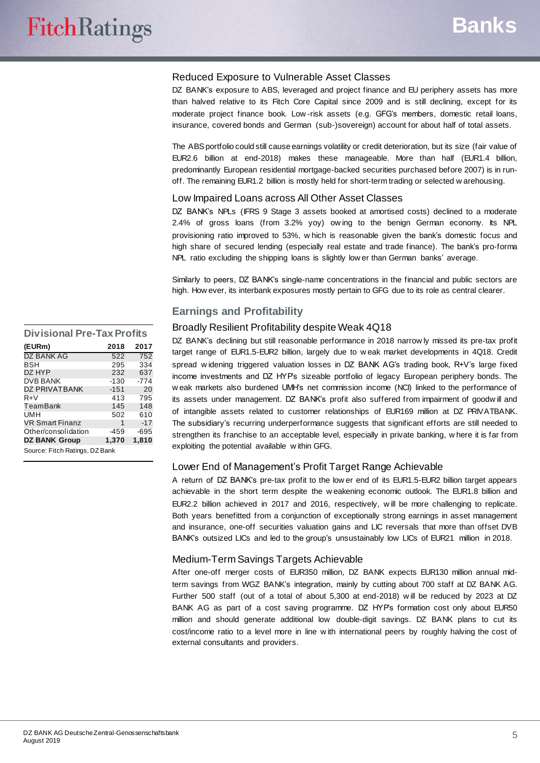### Reduced Exposure to Vulnerable Asset Classes

DZ BANK's exposure to ABS, leveraged and project finance and EU periphery assets has more than halved relative to its Fitch Core Capital since 2009 and is still declining, except for its moderate project finance book. Low-risk assets (e.g. GFG's members, domestic retail loans, insurance, covered bonds and German (sub-)sovereign) account for about half of total assets.

The ABS portfolio could still cause earnings volatility or credit deterioration, but its size (fair value of EUR2.6 billion at end-2018) makes these manageable. More than half (EUR1.4 billion, predominantly European residential mortgage-backed securities purchased before 2007) is in run-off. The remaining EUR1.2 billion is mostly held for short-term trading or selected warehousing.

### Low Impaired Loans across All Other Asset Classes

DZ BANK's NPLs (IFRS 9 Stage 3 assets booked at amortised costs) declined to a moderate 2.4% of gross loans (from 3.2% yoy) owing to the benign German economy. Its NPL provisioning ratio improved to 53%, which is reasonable given the bank's domestic focus and high share of secured lending (especially real estate and trade finance). The bank's pro-forma NPL ratio excluding the shipping loans is slightly lower than German banks' average.

Similarly to peers, DZ BANK's single-name concentrations in the financial and public sectors are high. However, its interbank exposures mostly pertain to GFG due to its role as central clearer.

## Earnings and Profitability

### Broadly Resilient Profitability despite Weak 4Q18

DZ BANK's declining but still reasonable performance in 2018 narrowly missed its pre-tax profit target range of EUR1.5-EUR2 billion, largely due to weak market developments in 4Q18. Credit spread widening triggered valuation losses in DZ BANK AG's trading book, R+V's large fixed income investments and DZ HYP's sizeable portfolio of legacy European periphery bonds. The weak markets also burdened UMH's net commission income (NCI) linked to the performance of its assets under management. DZ BANK's profit also suffered from impairment of goodwill and of intangible assets related to customer relationships of EUR169 million at DZ PRIVATBANK. The subsidiary's recurring underperformance suggests that significant efforts are still needed to strengthen its franchise to an acceptable level, especially in private banking, where it is far from exploiting the potential available within GFG.

**Divisional Pre-Tax Profits**

| (EURm) | 2018 | 2017 |
|---|---|---|
| DZ BANK AG | 522 | 752 |
| BSH | 295 | 334 |
| DZ HYP | 232 | 637 |
| DVB BANK | -130 | -774 |
| DZ PRIVATBANK | -151 | 20 |
| R+V | 413 | 795 |
| TeamBank | 145 | 148 |
| UMH | 502 | 610 |
| VR Smart Finanz | 1 | -17 |
| Other/consolidation | -459 | -695 |
| **DZ BANK Group** | **1,370** | **1,810** |

Source: Fitch Ratings, DZ Bank

### Lower End of Management's Profit Target Range Achievable

A return of DZ BANK's pre-tax profit to the lower end of its EUR1.5-EUR2 billion target appears achievable in the short term despite the weakening economic outlook. The EUR1.8 billion and EUR2.2 billion achieved in 2017 and 2016, respectively, will be more challenging to replicate. Both years benefitted from a conjunction of exceptionally strong earnings in asset management and insurance, one-off securities valuation gains and LIC reversals that more than offset DVB BANK's outsized LICs and led to the group's unsustainably low LICs of EUR21 million in 2018.

### Medium-Term Savings Targets Achievable

After one-off merger costs of EUR350 million, DZ BANK expects EUR130 million annual mid-term savings from WGZ BANK's integration, mainly by cutting about 700 staff at DZ BANK AG. Further 500 staff (out of a total of about 5,300 at end-2018) will be reduced by 2023 at DZ BANK AG as part of a cost saving programme. DZ HYP's formation cost only about EUR50 million and should generate additional low double-digit savings. DZ BANK plans to cut its cost/income ratio to a level more in line with international peers by roughly halving the cost of external consultants and providers.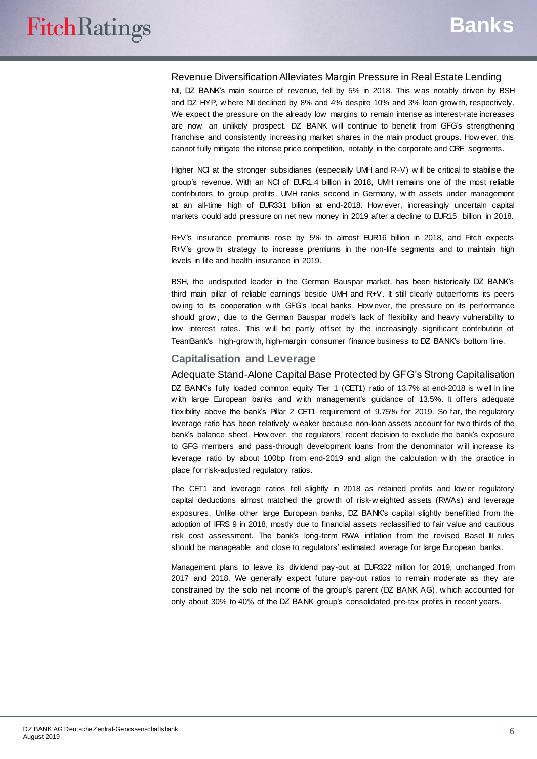### Revenue Diversification Alleviates Margin Pressure in Real Estate Lending

NII, DZ BANK's main source of revenue, fell by 5% in 2018. This was notably driven by BSH and DZ HYP, where NII declined by 8% and 4% despite 10% and 3% loan growth, respectively. We expect the pressure on the already low margins to remain intense as interest-rate increases are now an unlikely prospect. DZ BANK will continue to benefit from GFG's strengthening franchise and consistently increasing market shares in the main product groups. However, this cannot fully mitigate the intense price competition, notably in the corporate and CRE segments.

Higher NCI at the stronger subsidiaries (especially UMH and R+V) will be critical to stabilise the group's revenue. With an NCI of EUR1.4 billion in 2018, UMH remains one of the most reliable contributors to group profits. UMH ranks second in Germany, with assets under management at an all-time high of EUR331 billion at end-2018. However, increasingly uncertain capital markets could add pressure on net new money in 2019 after a decline to EUR15 billion in 2018.

R+V's insurance premiums rose by 5% to almost EUR16 billion in 2018, and Fitch expects R+V's growth strategy to increase premiums in the non-life segments and to maintain high levels in life and health insurance in 2019.

BSH, the undisputed leader in the German Bauspar market, has been historically DZ BANK's third main pillar of reliable earnings beside UMH and R+V. It still clearly outperforms its peers owing to its cooperation with GFG's local banks. However, the pressure on its performance should grow, due to the German Bauspar model's lack of flexibility and heavy vulnerability to low interest rates. This will be partly offset by the increasingly significant contribution of TeamBank's high-growth, high-margin consumer finance business to DZ BANK's bottom line.

## Capitalisation and Leverage

### Adequate Stand-Alone Capital Base Protected by GFG's Strong Capitalisation

DZ BANK's fully loaded common equity Tier 1 (CET1) ratio of 13.7% at end-2018 is well in line with large European banks and with management's guidance of 13.5%. It offers adequate flexibility above the bank's Pillar 2 CET1 requirement of 9.75% for 2019. So far, the regulatory leverage ratio has been relatively weaker because non-loan assets account for two thirds of the bank's balance sheet. However, the regulators' recent decision to exclude the bank's exposure to GFG members and pass-through development loans from the denominator will increase its leverage ratio by about 100bp from end-2019 and align the calculation with the practice in place for risk-adjusted regulatory ratios.

The CET1 and leverage ratios fell slightly in 2018 as retained profits and lower regulatory capital deductions almost matched the growth of risk-weighted assets (RWAs) and leverage exposures. Unlike other large European banks, DZ BANK's capital slightly benefitted from the adoption of IFRS 9 in 2018, mostly due to financial assets reclassified to fair value and cautious risk cost assessment. The bank's long-term RWA inflation from the revised Basel III rules should be manageable and close to regulators' estimated average for large European banks.

Management plans to leave its dividend pay-out at EUR322 million for 2019, unchanged from 2017 and 2018. We generally expect future pay-out ratios to remain moderate as they are constrained by the solo net income of the group's parent (DZ BANK AG), which accounted for only about 30% to 40% of the DZ BANK group's consolidated pre-tax profits in recent years.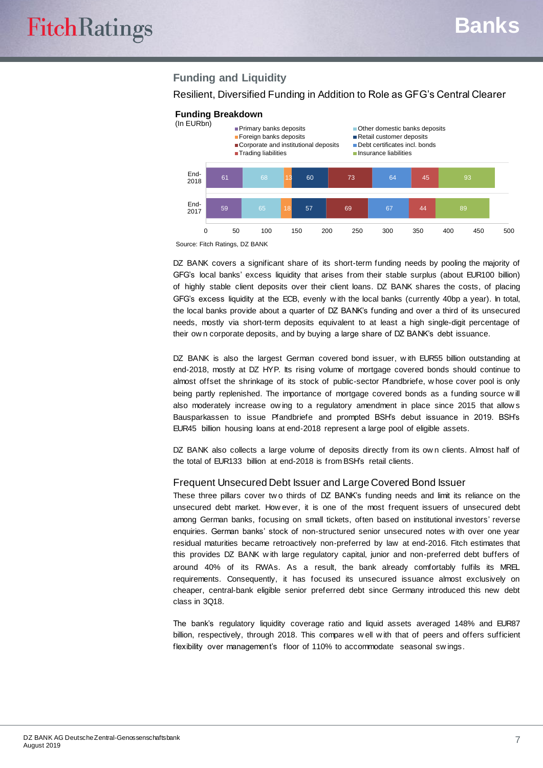## Funding and Liquidity

Resilient, Diversified Funding in Addition to Role as GFG's Central Clearer

**Funding Breakdown**

(In EURbn)

| | Primary banks deposits | Other domestic banks deposits | Foreign banks deposits | Retail customer deposits | Corporate and institutional deposits | Debt certificates incl. bonds | Trading liabilities | Insurance liabilities |
|---|---|---|---|---|---|---|---|---|
| End-2018 | 61 | 68 | 13 | 60 | 73 | 64 | 45 | 93 |
| End-2017 | 59 | 65 | 18 | 57 | 69 | 67 | 44 | 89 |

Source: Fitch Ratings, DZ BANK

DZ BANK covers a significant share of its short-term funding needs by pooling the majority of GFG's local banks' excess liquidity that arises from their stable surplus (about EUR100 billion) of highly stable client deposits over their client loans. DZ BANK shares the costs, of placing GFG's excess liquidity at the ECB, evenly with the local banks (currently 40bp a year). In total, the local banks provide about a quarter of DZ BANK's funding and over a third of its unsecured needs, mostly via short-term deposits equivalent to at least a high single-digit percentage of their own corporate deposits, and by buying a large share of DZ BANK's debt issuance.

DZ BANK is also the largest German covered bond issuer, with EUR55 billion outstanding at end-2018, mostly at DZ HYP. Its rising volume of mortgage covered bonds should continue to almost offset the shrinkage of its stock of public-sector Pfandbriefe, whose cover pool is only being partly replenished. The importance of mortgage covered bonds as a funding source will also moderately increase owing to a regulatory amendment in place since 2015 that allows Bausparkassen to issue Pfandbriefe and prompted BSH's debut issuance in 2019. BSH's EUR45 billion housing loans at end-2018 represent a large pool of eligible assets.

DZ BANK also collects a large volume of deposits directly from its own clients. Almost half of the total of EUR133 billion at end-2018 is from BSH's retail clients.

### Frequent Unsecured Debt Issuer and Large Covered Bond Issuer

These three pillars cover two thirds of DZ BANK's funding needs and limit its reliance on the unsecured debt market. However, it is one of the most frequent issuers of unsecured debt among German banks, focusing on small tickets, often based on institutional investors' reverse enquiries. German banks' stock of non-structured senior unsecured notes with over one year residual maturities became retroactively non-preferred by law at end-2016. Fitch estimates that this provides DZ BANK with large regulatory capital, junior and non-preferred debt buffers of around 40% of its RWAs. As a result, the bank already comfortably fulfils its MREL requirements. Consequently, it has focused its unsecured issuance almost exclusively on cheaper, central-bank eligible senior preferred debt since Germany introduced this new debt class in 3Q18.

The bank's regulatory liquidity coverage ratio and liquid assets averaged 148% and EUR87 billion, respectively, through 2018. This compares well with that of peers and offers sufficient flexibility over management's floor of 110% to accommodate seasonal swings.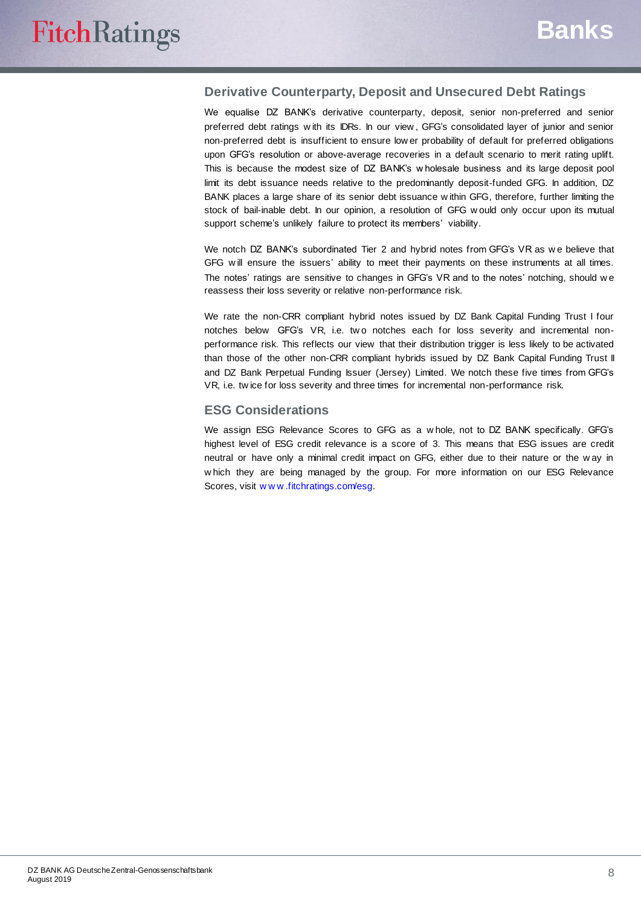## Derivative Counterparty, Deposit and Unsecured Debt Ratings

We equalise DZ BANK's derivative counterparty, deposit, senior non-preferred and senior preferred debt ratings with its IDRs. In our view, GFG's consolidated layer of junior and senior non-preferred debt is insufficient to ensure lower probability of default for preferred obligations upon GFG's resolution or above-average recoveries in a default scenario to merit rating uplift. This is because the modest size of DZ BANK's wholesale business and its large deposit pool limit its debt issuance needs relative to the predominantly deposit-funded GFG. In addition, DZ BANK places a large share of its senior debt issuance within GFG, therefore, further limiting the stock of bail-inable debt. In our opinion, a resolution of GFG would only occur upon its mutual support scheme's unlikely failure to protect its members' viability.

We notch DZ BANK's subordinated Tier 2 and hybrid notes from GFG's VR as we believe that GFG will ensure the issuers' ability to meet their payments on these instruments at all times. The notes' ratings are sensitive to changes in GFG's VR and to the notes' notching, should we reassess their loss severity or relative non-performance risk.

We rate the non-CRR compliant hybrid notes issued by DZ Bank Capital Funding Trust I four notches below GFG's VR, i.e. two notches each for loss severity and incremental non-performance risk. This reflects our view that their distribution trigger is less likely to be activated than those of the other non-CRR compliant hybrids issued by DZ Bank Capital Funding Trust II and DZ Bank Perpetual Funding Issuer (Jersey) Limited. We notch these five times from GFG's VR, i.e. twice for loss severity and three times for incremental non-performance risk.

## ESG Considerations

We assign ESG Relevance Scores to GFG as a whole, not to DZ BANK specifically. GFG's highest level of ESG credit relevance is a score of 3. This means that ESG issues are credit neutral or have only a minimal credit impact on GFG, either due to their nature or the way in which they are being managed by the group. For more information on our ESG Relevance Scores, visit www.fitchratings.com/esg.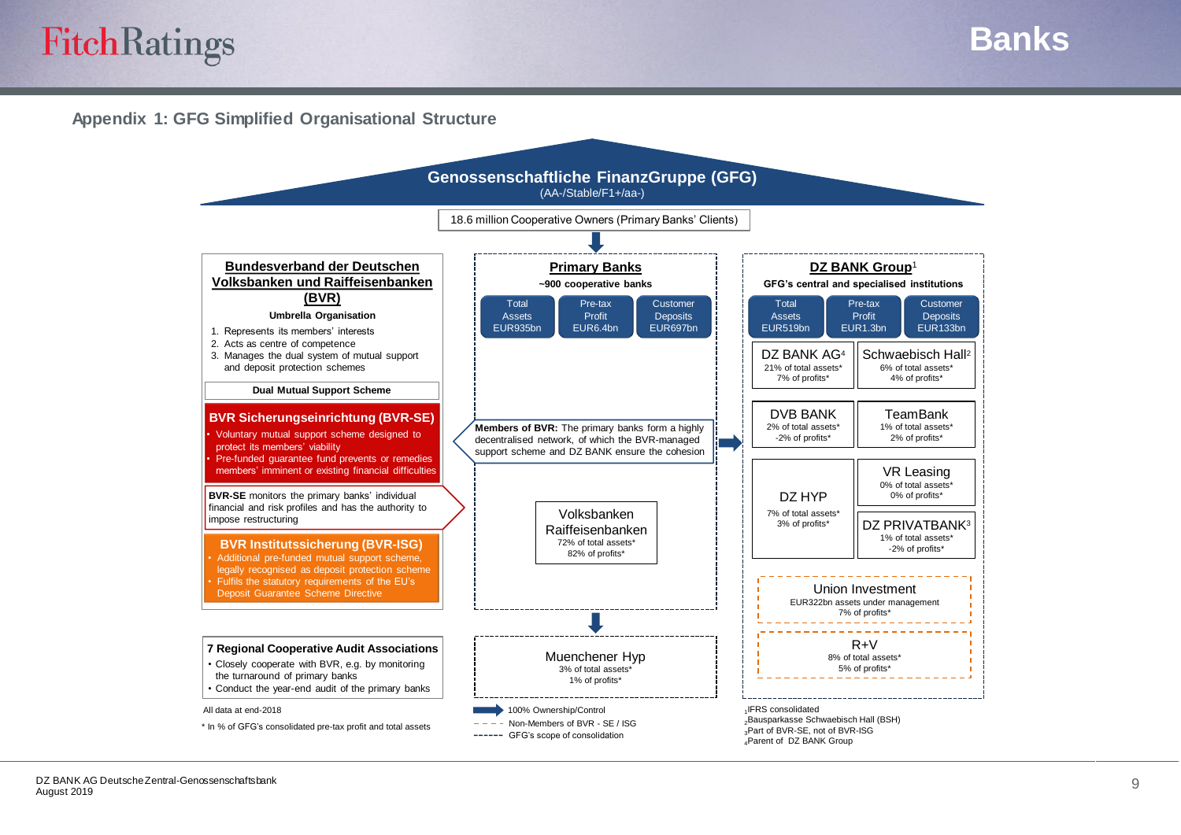## Appendix 1: GFG Simplified Organisational Structure

### Genossenschaftliche FinanzGruppe (GFG)

(AA-/Stable/F1+/aa-)

18.6 million Cooperative Owners (Primary Banks' Clients)

### Bundesverband der Deutschen Volksbanken und Raiffeisenbanken (BVR)

**Umbrella Organisation**

1. Represents its members' interests
2. Acts as centre of competence
3. Manages the dual system of mutual support and deposit protection schemes

**Dual Mutual Support Scheme**

**BVR Sicherungseinrichtung (BVR-SE)**

- Voluntary mutual support scheme designed to protect its members' viability
- Pre-funded guarantee fund prevents or remedies members' imminent or existing financial difficulties

**BVR-SE** monitors the primary banks' individual financial and risk profiles and has the authority to impose restructuring

**BVR Institutssicherung (BVR-ISG)**

- Additional pre-funded mutual support scheme, legally recognised as deposit protection scheme
- Fulfils the statutory requirements of the EU's Deposit Guarantee Scheme Directive

**7 Regional Cooperative Audit Associations**

- Closely cooperate with BVR, e.g. by monitoring the turnaround of primary banks
- Conduct the year-end audit of the primary banks

### Primary Banks

**~900 cooperative banks**

| Total Assets | Pre-tax Profit | Customer Deposits |
|---|---|---|
| EUR935bn | EUR6.4bn | EUR697bn |

**Members of BVR:** The primary banks form a highly decentralised network, of which the BVR-managed support scheme and DZ BANK ensure the cohesion

Volksbanken Raiffeisenbanken
72% of total assets*
82% of profits*

Muenchener Hyp
3% of total assets*
1% of profits*

### DZ BANK Group[1]

**GFG's central and specialised institutions**

| Total Assets | Pre-tax Profit | Customer Deposits |
|---|---|---|
| EUR519bn | EUR1.3bn | EUR133bn |

| Entity | Share of total assets* | Share of profits* |
|---|---|---|
| DZ BANK AG[4] | 21% | 7% |
| Schwaebisch Hall[2] | 6% | 4% |
| DVB BANK | 2% | -2% |
| TeamBank | 1% | 2% |
| VR Leasing | 0% | 0% |
| DZ HYP | 7% | 3% |
| DZ PRIVATBANK[3] | 1% | -2% |
| Union Investment | EUR322bn assets under management | 7% |
| R+V | 8% | 5% |

Legend:
- Solid arrow: 100% Ownership/Control
- Dashed line (– – – –): Non-Members of BVR - SE / ISG
- Dashed line (------): GFG's scope of consolidation

All data at end-2018

\* In % of GFG's consolidated pre-tax profit and total assets

[1] IFRS consolidated
[2] Bausparkasse Schwaebisch Hall (BSH)
[3] Part of BVR-SE, not of BVR-ISG
[4] Parent of DZ BANK Group

DZ BANK AG Deutsche Zentral-Genossenschaftsbank
August 2019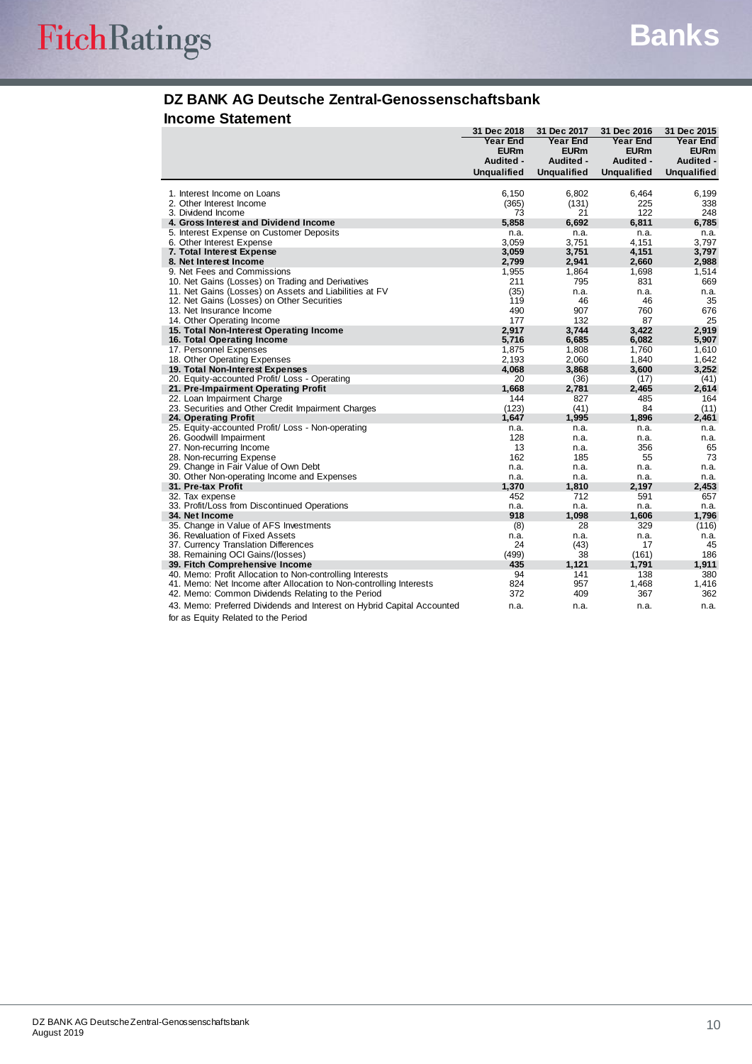## DZ BANK AG Deutsche Zentral-Genossenschaftsbank

## Income Statement

| | 31 Dec 2018 Year End EURm Audited - Unqualified | 31 Dec 2017 Year End EURm Audited - Unqualified | 31 Dec 2016 Year End EURm Audited - Unqualified | 31 Dec 2015 Year End EURm Audited - Unqualified |
|---|---|---|---|---|
| 1. Interest Income on Loans | 6,150 | 6,802 | 6,464 | 6,199 |
| 2. Other Interest Income | (365) | (131) | 225 | 338 |
| 3. Dividend Income | 73 | 21 | 122 | 248 |
| **4. Gross Interest and Dividend Income** | **5,858** | **6,692** | **6,811** | **6,785** |
| 5. Interest Expense on Customer Deposits | n.a. | n.a. | n.a. | n.a. |
| 6. Other Interest Expense | 3,059 | 3,751 | 4,151 | 3,797 |
| **7. Total Interest Expense** | **3,059** | **3,751** | **4,151** | **3,797** |
| **8. Net Interest Income** | **2,799** | **2,941** | **2,660** | **2,988** |
| 9. Net Fees and Commissions | 1,955 | 1,864 | 1,698 | 1,514 |
| 10. Net Gains (Losses) on Trading and Derivatives | 211 | 795 | 831 | 669 |
| 11. Net Gains (Losses) on Assets and Liabilities at FV | (35) | n.a. | n.a. | n.a. |
| 12. Net Gains (Losses) on Other Securities | 119 | 46 | 46 | 35 |
| 13. Net Insurance Income | 490 | 907 | 760 | 676 |
| 14. Other Operating Income | 177 | 132 | 87 | 25 |
| **15. Total Non-Interest Operating Income** | **2,917** | **3,744** | **3,422** | **2,919** |
| **16. Total Operating Income** | **5,716** | **6,685** | **6,082** | **5,907** |
| 17. Personnel Expenses | 1,875 | 1,808 | 1,760 | 1,610 |
| 18. Other Operating Expenses | 2,193 | 2,060 | 1,840 | 1,642 |
| **19. Total Non-Interest Expenses** | **4,068** | **3,868** | **3,600** | **3,252** |
| 20. Equity-accounted Profit/ Loss - Operating | 20 | (36) | (17) | (41) |
| **21. Pre-Impairment Operating Profit** | **1,668** | **2,781** | **2,465** | **2,614** |
| 22. Loan Impairment Charge | 144 | 827 | 485 | 164 |
| 23. Securities and Other Credit Impairment Charges | (123) | (41) | 84 | (11) |
| **24. Operating Profit** | **1,647** | **1,995** | **1,896** | **2,461** |
| 25. Equity-accounted Profit/ Loss - Non-operating | n.a. | n.a. | n.a. | n.a. |
| 26. Goodwill Impairment | 128 | n.a. | n.a. | n.a. |
| 27. Non-recurring Income | 13 | n.a. | 356 | 65 |
| 28. Non-recurring Expense | 162 | 185 | 55 | 73 |
| 29. Change in Fair Value of Own Debt | n.a. | n.a. | n.a. | n.a. |
| 30. Other Non-operating Income and Expenses | n.a. | n.a. | n.a. | n.a. |
| **31. Pre-tax Profit** | **1,370** | **1,810** | **2,197** | **2,453** |
| 32. Tax expense | 452 | 712 | 591 | 657 |
| 33. Profit/Loss from Discontinued Operations | n.a. | n.a. | n.a. | n.a. |
| **34. Net Income** | **918** | **1,098** | **1,606** | **1,796** |
| 35. Change in Value of AFS Investments | (8) | 28 | 329 | (116) |
| 36. Revaluation of Fixed Assets | n.a. | n.a. | n.a. | n.a. |
| 37. Currency Translation Differences | 24 | (43) | 17 | 45 |
| 38. Remaining OCI Gains/(losses) | (499) | 38 | (161) | 186 |
| **39. Fitch Comprehensive Income** | **435** | **1,121** | **1,791** | **1,911** |
| 40. Memo: Profit Allocation to Non-controlling Interests | 94 | 141 | 138 | 380 |
| 41. Memo: Net Income after Allocation to Non-controlling Interests | 824 | 957 | 1,468 | 1,416 |
| 42. Memo: Common Dividends Relating to the Period | 372 | 409 | 367 | 362 |
| 43. Memo: Preferred Dividends and Interest on Hybrid Capital Accounted for as Equity Related to the Period | n.a. | n.a. | n.a. | n.a. |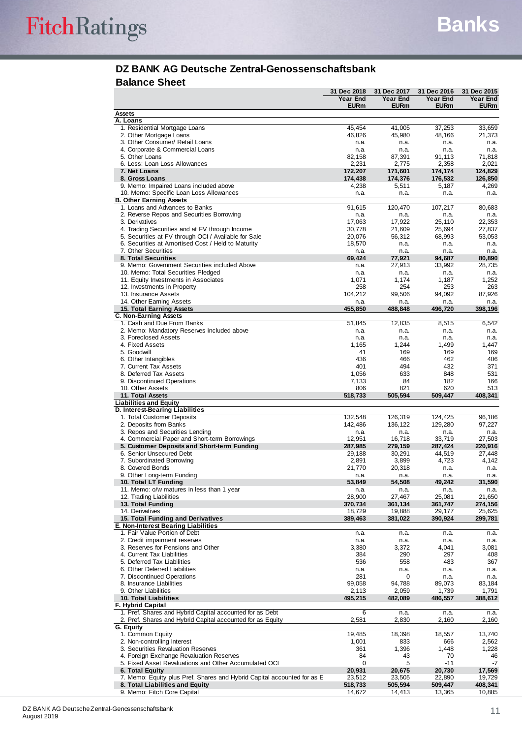## DZ BANK AG Deutsche Zentral-Genossenschaftsbank

## Balance Sheet

| | 31 Dec 2018 Year End EURm | 31 Dec 2017 Year End EURm | 31 Dec 2016 Year End EURm | 31 Dec 2015 Year End EURm |
|---|---|---|---|---|
| **Assets** | | | | |
| **A. Loans** | | | | |
| 1. Residential Mortgage Loans | 45,454 | 41,005 | 37,253 | 33,659 |
| 2. Other Mortgage Loans | 46,826 | 45,980 | 48,166 | 21,373 |
| 3. Other Consumer/ Retail Loans | n.a. | n.a. | n.a. | n.a. |
| 4. Corporate & Commercial Loans | n.a. | n.a. | n.a. | n.a. |
| 5. Other Loans | 82,158 | 87,391 | 91,113 | 71,818 |
| 6. Less: Loan Loss Allowances | 2,231 | 2,775 | 2,358 | 2,021 |
| **7. Net Loans** | **172,207** | **171,601** | **174,174** | **124,829** |
| **8. Gross Loans** | **174,438** | **174,376** | **176,532** | **126,850** |
| 9. Memo: Impaired Loans included above | 4,238 | 5,511 | 5,187 | 4,269 |
| 10. Memo: Specific Loan Loss Allowances | n.a. | n.a. | n.a. | n.a. |
| **B. Other Earning Assets** | | | | |
| 1. Loans and Advances to Banks | 91,615 | 120,470 | 107,217 | 80,683 |
| 2. Reverse Repos and Securities Borrowing | n.a. | n.a. | n.a. | n.a. |
| 3. Derivatives | 17,063 | 17,922 | 25,110 | 22,353 |
| 4. Trading Securities and at FV through Income | 30,778 | 21,609 | 25,694 | 27,837 |
| 5. Securities at FV through OCI / Available for Sale | 20,076 | 56,312 | 68,993 | 53,053 |
| 6. Securities at Amortised Cost / Held to Maturity | 18,570 | n.a. | n.a. | n.a. |
| 7. Other Securities | n.a. | n.a. | n.a. | n.a. |
| **8. Total Securities** | **69,424** | **77,921** | **94,687** | **80,890** |
| 9. Memo: Government Securities included Above | n.a. | 27,913 | 33,992 | 28,735 |
| 10. Memo: Total Securities Pledged | n.a. | n.a. | n.a. | n.a. |
| 11. Equity Investments in Associates | 1,071 | 1,174 | 1,187 | 1,252 |
| 12. Investments in Property | 258 | 254 | 253 | 263 |
| 13. Insurance Assets | 104,212 | 99,506 | 94,092 | 87,926 |
| 14. Other Earning Assets | n.a. | n.a. | n.a. | n.a. |
| **15. Total Earning Assets** | **455,850** | **488,848** | **496,720** | **398,196** |
| **C. Non-Earning Assets** | | | | |
| 1. Cash and Due From Banks | 51,845 | 12,835 | 8,515 | 6,542 |
| 2. Memo: Mandatory Reserves included above | n.a. | n.a. | n.a. | n.a. |
| 3. Foreclosed Assets | n.a. | n.a. | n.a. | n.a. |
| 4. Fixed Assets | 1,165 | 1,244 | 1,499 | 1,447 |
| 5. Goodwill | 41 | 169 | 169 | 169 |
| 6. Other Intangibles | 436 | 466 | 462 | 406 |
| 7. Current Tax Assets | 401 | 494 | 432 | 371 |
| 8. Deferred Tax Assets | 1,056 | 633 | 848 | 531 |
| 9. Discontinued Operations | 7,133 | 84 | 182 | 166 |
| 10. Other Assets | 806 | 821 | 620 | 513 |
| **11. Total Assets** | **518,733** | **505,594** | **509,447** | **408,341** |
| **Liabilities and Equity** | | | | |
| **D. Interest-Bearing Liabilities** | | | | |
| 1. Total Customer Deposits | 132,548 | 126,319 | 124,425 | 96,186 |
| 2. Deposits from Banks | 142,486 | 136,122 | 129,280 | 97,227 |
| 3. Repos and Securities Lending | n.a. | n.a. | n.a. | n.a. |
| 4. Commercial Paper and Short-term Borrowings | 12,951 | 16,718 | 33,719 | 27,503 |
| **5. Customer Deposits and Short-term Funding** | **287,985** | **279,159** | **287,424** | **220,916** |
| 6. Senior Unsecured Debt | 29,188 | 30,291 | 44,519 | 27,448 |
| 7. Subordinated Borrowing | 2,891 | 3,899 | 4,723 | 4,142 |
| 8. Covered Bonds | 21,770 | 20,318 | n.a. | n.a. |
| 9. Other Long-term Funding | n.a. | n.a. | n.a. | n.a. |
| **10. Total LT Funding** | **53,849** | **54,508** | **49,242** | **31,590** |
| 11. Memo: o/w matures in less than 1 year | n.a. | n.a. | n.a. | n.a. |
| 12. Trading Liabilities | 28,900 | 27,467 | 25,081 | 21,650 |
| **13. Total Funding** | **370,734** | **361,134** | **361,747** | **274,156** |
| 14. Derivatives | 18,729 | 19,888 | 29,177 | 25,625 |
| **15. Total Funding and Derivatives** | **389,463** | **381,022** | **390,924** | **299,781** |
| **E. Non-Interest Bearing Liabilities** | | | | |
| 1. Fair Value Portion of Debt | n.a. | n.a. | n.a. | n.a. |
| 2. Credit impairment reserves | n.a. | n.a. | n.a. | n.a. |
| 3. Reserves for Pensions and Other | 3,380 | 3,372 | 4,041 | 3,081 |
| 4. Current Tax Liabilities | 384 | 290 | 297 | 408 |
| 5. Deferred Tax Liabilities | 536 | 558 | 483 | 367 |
| 6. Other Deferred Liabilities | n.a. | n.a. | n.a. | n.a. |
| 7. Discontinued Operations | 281 | 0 | n.a. | n.a. |
| 8. Insurance Liabilities | 99,058 | 94,788 | 89,073 | 83,184 |
| 9. Other Liabilities | 2,113 | 2,059 | 1,739 | 1,791 |
| **10. Total Liabilities** | **495,215** | **482,089** | **486,557** | **388,612** |
| **F. Hybrid Capital** | | | | |
| 1. Pref. Shares and Hybrid Capital accounted for as Debt | 6 | n.a. | n.a. | n.a. |
| 2. Pref. Shares and Hybrid Capital accounted for as Equity | 2,581 | 2,830 | 2,160 | 2,160 |
| **G. Equity** | | | | |
| 1. Common Equity | 19,485 | 18,398 | 18,557 | 13,740 |
| 2. Non-controlling Interest | 1,001 | 833 | 666 | 2,562 |
| 3. Securities Revaluation Reserves | 361 | 1,396 | 1,448 | 1,228 |
| 4. Foreign Exchange Revaluation Reserves | 84 | 43 | 70 | 46 |
| 5. Fixed Asset Revaluations and Other Accumulated OCI | 0 | 5 | -11 | -7 |
| **6. Total Equity** | **20,931** | **20,675** | **20,730** | **17,569** |
| 7. Memo: Equity plus Pref. Shares and Hybrid Capital accounted for as E | 23,512 | 23,505 | 22,890 | 19,729 |
| **8. Total Liabilities and Equity** | **518,733** | **505,594** | **509,447** | **408,341** |
| 9. Memo: Fitch Core Capital | 14,672 | 14,413 | 13,365 | 10,885 |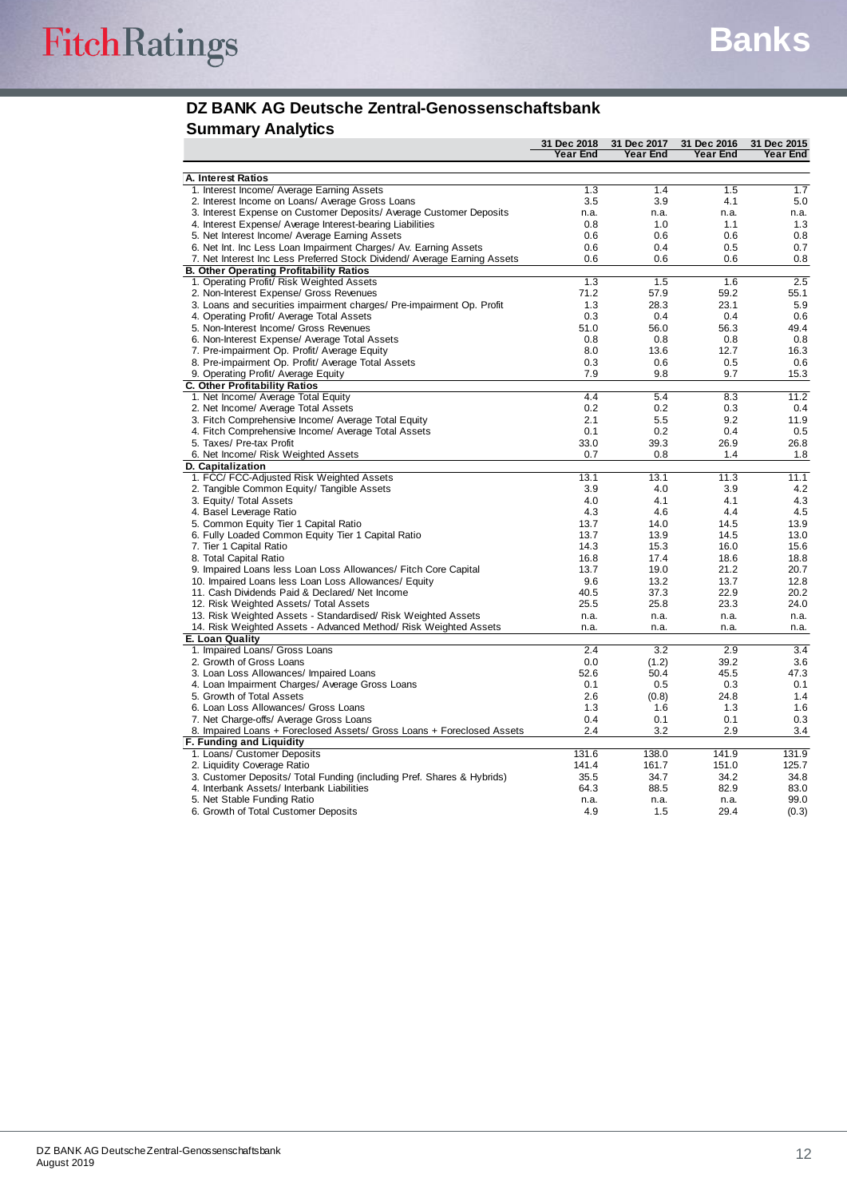## DZ BANK AG Deutsche Zentral-Genossenschaftsbank

### Summary Analytics

| | 31 Dec 2018 Year End | 31 Dec 2017 Year End | 31 Dec 2016 Year End | 31 Dec 2015 Year End |
|---|---|---|---|---|
| **A. Interest Ratios** | | | | |
| 1. Interest Income/ Average Earning Assets | 1.3 | 1.4 | 1.5 | 1.7 |
| 2. Interest Income on Loans/ Average Gross Loans | 3.5 | 3.9 | 4.1 | 5.0 |
| 3. Interest Expense on Customer Deposits/ Average Customer Deposits | n.a. | n.a. | n.a. | n.a. |
| 4. Interest Expense/ Average Interest-bearing Liabilities | 0.8 | 1.0 | 1.1 | 1.3 |
| 5. Net Interest Income/ Average Earning Assets | 0.6 | 0.6 | 0.6 | 0.8 |
| 6. Net Int. Inc Less Loan Impairment Charges/ Av. Earning Assets | 0.6 | 0.4 | 0.5 | 0.7 |
| 7. Net Interest Inc Less Preferred Stock Dividend/ Average Earning Assets | 0.6 | 0.6 | 0.6 | 0.8 |
| **B. Other Operating Profitability Ratios** | | | | |
| 1. Operating Profit/ Risk Weighted Assets | 1.3 | 1.5 | 1.6 | 2.5 |
| 2. Non-Interest Expense/ Gross Revenues | 71.2 | 57.9 | 59.2 | 55.1 |
| 3. Loans and securities impairment charges/ Pre-impairment Op. Profit | 1.3 | 28.3 | 23.1 | 5.9 |
| 4. Operating Profit/ Average Total Assets | 0.3 | 0.4 | 0.4 | 0.6 |
| 5. Non-Interest Income/ Gross Revenues | 51.0 | 56.0 | 56.3 | 49.4 |
| 6. Non-Interest Expense/ Average Total Assets | 0.8 | 0.8 | 0.8 | 0.8 |
| 7. Pre-impairment Op. Profit/ Average Equity | 8.0 | 13.6 | 12.7 | 16.3 |
| 8. Pre-impairment Op. Profit/ Average Total Assets | 0.3 | 0.6 | 0.5 | 0.6 |
| 9. Operating Profit/ Average Equity | 7.9 | 9.8 | 9.7 | 15.3 |
| **C. Other Profitability Ratios** | | | | |
| 1. Net Income/ Average Total Equity | 4.4 | 5.4 | 8.3 | 11.2 |
| 2. Net Income/ Average Total Assets | 0.2 | 0.2 | 0.3 | 0.4 |
| 3. Fitch Comprehensive Income/ Average Total Equity | 2.1 | 5.5 | 9.2 | 11.9 |
| 4. Fitch Comprehensive Income/ Average Total Assets | 0.1 | 0.2 | 0.4 | 0.5 |
| 5. Taxes/ Pre-tax Profit | 33.0 | 39.3 | 26.9 | 26.8 |
| 6. Net Income/ Risk Weighted Assets | 0.7 | 0.8 | 1.4 | 1.8 |
| **D. Capitalization** | | | | |
| 1. FCC/ FCC-Adjusted Risk Weighted Assets | 13.1 | 13.1 | 11.3 | 11.1 |
| 2. Tangible Common Equity/ Tangible Assets | 3.9 | 4.0 | 3.9 | 4.2 |
| 3. Equity/ Total Assets | 4.0 | 4.1 | 4.1 | 4.3 |
| 4. Basel Leverage Ratio | 4.3 | 4.6 | 4.4 | 4.5 |
| 5. Common Equity Tier 1 Capital Ratio | 13.7 | 14.0 | 14.5 | 13.9 |
| 6. Fully Loaded Common Equity Tier 1 Capital Ratio | 13.7 | 13.9 | 14.5 | 13.0 |
| 7. Tier 1 Capital Ratio | 14.3 | 15.3 | 16.0 | 15.6 |
| 8. Total Capital Ratio | 16.8 | 17.4 | 18.6 | 18.8 |
| 9. Impaired Loans less Loan Loss Allowances/ Fitch Core Capital | 13.7 | 19.0 | 21.2 | 20.7 |
| 10. Impaired Loans less Loan Loss Allowances/ Equity | 9.6 | 13.2 | 13.7 | 12.8 |
| 11. Cash Dividends Paid & Declared/ Net Income | 40.5 | 37.3 | 22.9 | 20.2 |
| 12. Risk Weighted Assets/ Total Assets | 25.5 | 25.8 | 23.3 | 24.0 |
| 13. Risk Weighted Assets - Standardised/ Risk Weighted Assets | n.a. | n.a. | n.a. | n.a. |
| 14. Risk Weighted Assets - Advanced Method/ Risk Weighted Assets | n.a. | n.a. | n.a. | n.a. |
| **E. Loan Quality** | | | | |
| 1. Impaired Loans/ Gross Loans | 2.4 | 3.2 | 2.9 | 3.4 |
| 2. Growth of Gross Loans | 0.0 | (1.2) | 39.2 | 3.6 |
| 3. Loan Loss Allowances/ Impaired Loans | 52.6 | 50.4 | 45.5 | 47.3 |
| 4. Loan Impairment Charges/ Average Gross Loans | 0.1 | 0.5 | 0.3 | 0.1 |
| 5. Growth of Total Assets | 2.6 | (0.8) | 24.8 | 1.4 |
| 6. Loan Loss Allowances/ Gross Loans | 1.3 | 1.6 | 1.3 | 1.6 |
| 7. Net Charge-offs/ Average Gross Loans | 0.4 | 0.1 | 0.1 | 0.3 |
| 8. Impaired Loans + Foreclosed Assets/ Gross Loans + Foreclosed Assets | 2.4 | 3.2 | 2.9 | 3.4 |
| **F. Funding and Liquidity** | | | | |
| 1. Loans/ Customer Deposits | 131.6 | 138.0 | 141.9 | 131.9 |
| 2. Liquidity Coverage Ratio | 141.4 | 161.7 | 151.0 | 125.7 |
| 3. Customer Deposits/ Total Funding (including Pref. Shares & Hybrids) | 35.5 | 34.7 | 34.2 | 34.8 |
| 4. Interbank Assets/ Interbank Liabilities | 64.3 | 88.5 | 82.9 | 83.0 |
| 5. Net Stable Funding Ratio | n.a. | n.a. | n.a. | 99.0 |
| 6. Growth of Total Customer Deposits | 4.9 | 1.5 | 29.4 | (0.3) |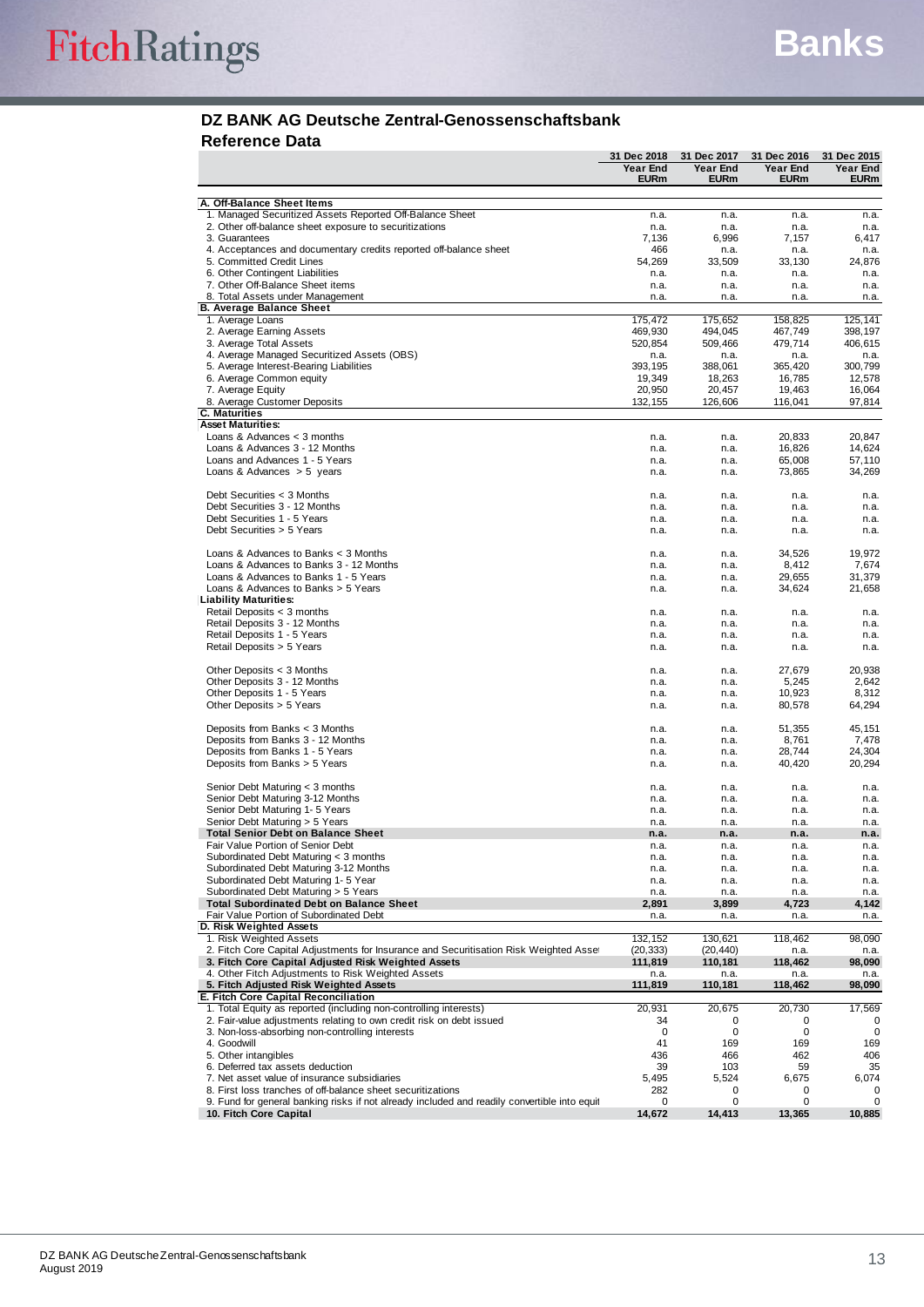## DZ BANK AG Deutsche Zentral-Genossenschaftsbank

### Reference Data

| | 31 Dec 2018 Year End EURm | 31 Dec 2017 Year End EURm | 31 Dec 2016 Year End EURm | 31 Dec 2015 Year End EURm |
|---|---|---|---|---|
| **A. Off-Balance Sheet Items** | | | | |
| 1. Managed Securitized Assets Reported Off-Balance Sheet | n.a. | n.a. | n.a. | n.a. |
| 2. Other off-balance sheet exposure to securitizations | n.a. | n.a. | n.a. | n.a. |
| 3. Guarantees | 7,136 | 6,996 | 7,157 | 6,417 |
| 4. Acceptances and documentary credits reported off-balance sheet | 466 | n.a. | n.a. | n.a. |
| 5. Committed Credit Lines | 54,269 | 33,509 | 33,130 | 24,876 |
| 6. Other Contingent Liabilities | n.a. | n.a. | n.a. | n.a. |
| 7. Other Off-Balance Sheet items | n.a. | n.a. | n.a. | n.a. |
| 8. Total Assets under Management | n.a. | n.a. | n.a. | n.a. |
| **B. Average Balance Sheet** | | | | |
| 1. Average Loans | 175,472 | 175,652 | 158,825 | 125,141 |
| 2. Average Earning Assets | 469,930 | 494,045 | 467,749 | 398,197 |
| 3. Average Total Assets | 520,854 | 509,466 | 479,714 | 406,615 |
| 4. Average Managed Securitized Assets (OBS) | n.a. | n.a. | n.a. | n.a. |
| 5. Average Interest-Bearing Liabilities | 393,195 | 388,061 | 365,420 | 300,799 |
| 6. Average Common equity | 19,349 | 18,263 | 16,785 | 12,578 |
| 7. Average Equity | 20,950 | 20,457 | 19,463 | 16,064 |
| 8. Average Customer Deposits | 132,155 | 126,606 | 116,041 | 97,814 |
| **C. Maturities** | | | | |
| **Asset Maturities:** | | | | |
| Loans & Advances < 3 months | n.a. | n.a. | 20,833 | 20,847 |
| Loans & Advances 3 - 12 Months | n.a. | n.a. | 16,826 | 14,624 |
| Loans and Advances 1 - 5 Years | n.a. | n.a. | 65,008 | 57,110 |
| Loans & Advances > 5 years | n.a. | n.a. | 73,865 | 34,269 |
| Debt Securities < 3 Months | n.a. | n.a. | n.a. | n.a. |
| Debt Securities 3 - 12 Months | n.a. | n.a. | n.a. | n.a. |
| Debt Securities 1 - 5 Years | n.a. | n.a. | n.a. | n.a. |
| Debt Securities > 5 Years | n.a. | n.a. | n.a. | n.a. |
| Loans & Advances to Banks < 3 Months | n.a. | n.a. | 34,526 | 19,972 |
| Loans & Advances to Banks 3 - 12 Months | n.a. | n.a. | 8,412 | 7,674 |
| Loans & Advances to Banks 1 - 5 Years | n.a. | n.a. | 29,655 | 31,379 |
| Loans & Advances to Banks > 5 Years | n.a. | n.a. | 34,624 | 21,658 |
| **Liability Maturities:** | | | | |
| Retail Deposits < 3 months | n.a. | n.a. | n.a. | n.a. |
| Retail Deposits 3 - 12 Months | n.a. | n.a. | n.a. | n.a. |
| Retail Deposits 1 - 5 Years | n.a. | n.a. | n.a. | n.a. |
| Retail Deposits > 5 Years | n.a. | n.a. | n.a. | n.a. |
| Other Deposits < 3 Months | n.a. | n.a. | 27,679 | 20,938 |
| Other Deposits 3 - 12 Months | n.a. | n.a. | 5,245 | 2,642 |
| Other Deposits 1 - 5 Years | n.a. | n.a. | 10,923 | 8,312 |
| Other Deposits > 5 Years | n.a. | n.a. | 80,578 | 64,294 |
| Deposits from Banks < 3 Months | n.a. | n.a. | 51,355 | 45,151 |
| Deposits from Banks 3 - 12 Months | n.a. | n.a. | 8,761 | 7,478 |
| Deposits from Banks 1 - 5 Years | n.a. | n.a. | 28,744 | 24,304 |
| Deposits from Banks > 5 Years | n.a. | n.a. | 40,420 | 20,294 |
| Senior Debt Maturing < 3 months | n.a. | n.a. | n.a. | n.a. |
| Senior Debt Maturing 3-12 Months | n.a. | n.a. | n.a. | n.a. |
| Senior Debt Maturing 1- 5 Years | n.a. | n.a. | n.a. | n.a. |
| Senior Debt Maturing > 5 Years | n.a. | n.a. | n.a. | n.a. |
| **Total Senior Debt on Balance Sheet** | **n.a.** | **n.a.** | **n.a.** | **n.a.** |
| Fair Value Portion of Senior Debt | n.a. | n.a. | n.a. | n.a. |
| Subordinated Debt Maturing < 3 months | n.a. | n.a. | n.a. | n.a. |
| Subordinated Debt Maturing 3-12 Months | n.a. | n.a. | n.a. | n.a. |
| Subordinated Debt Maturing 1- 5 Year | n.a. | n.a. | n.a. | n.a. |
| Subordinated Debt Maturing > 5 Years | n.a. | n.a. | n.a. | n.a. |
| **Total Subordinated Debt on Balance Sheet** | **2,891** | **3,899** | **4,723** | **4,142** |
| Fair Value Portion of Subordinated Debt | n.a. | n.a. | n.a. | n.a. |
| **D. Risk Weighted Assets** | | | | |
| 1. Risk Weighted Assets | 132,152 | 130,621 | 118,462 | 98,090 |
| 2. Fitch Core Capital Adjustments for Insurance and Securitisation Risk Weighted Asse | (20,333) | (20,440) | n.a. | n.a. |
| **3. Fitch Core Capital Adjusted Risk Weighted Assets** | **111,819** | **110,181** | **118,462** | **98,090** |
| 4. Other Fitch Adjustments to Risk Weighted Assets | n.a. | n.a. | n.a. | n.a. |
| **5. Fitch Adjusted Risk Weighted Assets** | **111,819** | **110,181** | **118,462** | **98,090** |
| **E. Fitch Core Capital Reconciliation** | | | | |
| 1. Total Equity as reported (including non-controlling interests) | 20,931 | 20,675 | 20,730 | 17,569 |
| 2. Fair-value adjustments relating to own credit risk on debt issued | 34 | 0 | 0 | 0 |
| 3. Non-loss-absorbing non-controlling interests | 0 | 0 | 0 | 0 |
| 4. Goodwill | 41 | 169 | 169 | 169 |
| 5. Other intangibles | 436 | 466 | 462 | 406 |
| 6. Deferred tax assets deduction | 39 | 103 | 59 | 35 |
| 7. Net asset value of insurance subsidiaries | 5,495 | 5,524 | 6,675 | 6,074 |
| 8. First loss tranches of off-balance sheet securitizations | 282 | 0 | 0 | 0 |
| 9. Fund for general banking risks if not already included and readily convertible into equit | 0 | 0 | 0 | 0 |
| **10. Fitch Core Capital** | **14,672** | **14,413** | **13,365** | **10,885** |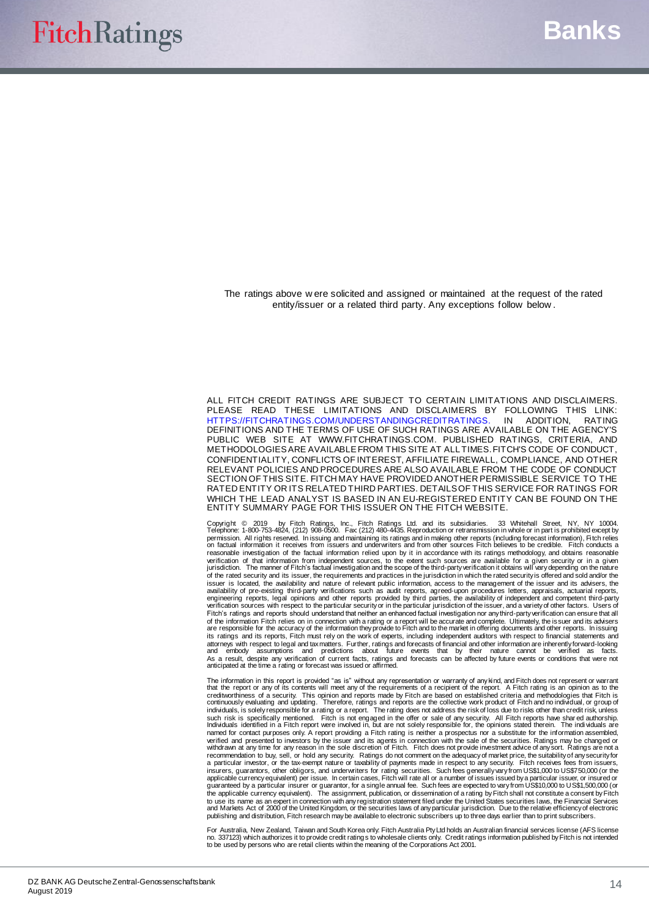The ratings above were solicited and assigned or maintained at the request of the rated entity/issuer or a related third party. Any exceptions follow below.

ALL FITCH CREDIT RATINGS ARE SUBJECT TO CERTAIN LIMITATIONS AND DISCLAIMERS. PLEASE READ THESE LIMITATIONS AND DISCLAIMERS BY FOLLOWING THIS LINK: HTTPS://FITCHRATINGS.COM/UNDERSTANDINGCREDITRATINGS. IN ADDITION, RATING DEFINITIONS AND THE TERMS OF USE OF SUCH RATINGS ARE AVAILABLE ON THE AGENCY'S PUBLIC WEB SITE AT WWW.FITCHRATINGS.COM. PUBLISHED RATINGS, CRITERIA, AND METHODOLOGIES ARE AVAILABLE FROM THIS SITE AT ALL TIMES. FITCH'S CODE OF CONDUCT, CONFIDENTIALITY, CONFLICTS OF INTEREST, AFFILIATE FIREWALL, COMPLIANCE, AND OTHER RELEVANT POLICIES AND PROCEDURES ARE ALSO AVAILABLE FROM THE CODE OF CONDUCT SECTION OF THIS SITE. FITCH MAY HAVE PROVIDED ANOTHER PERMISSIBLE SERVICE TO THE RATED ENTITY OR ITS RELATED THIRD PARTIES. DETAILS OF THIS SERVICE FOR RATINGS FOR WHICH THE LEAD ANALYST IS BASED IN AN EU-REGISTERED ENTITY CAN BE FOUND ON THE ENTITY SUMMARY PAGE FOR THIS ISSUER ON THE FITCH WEBSITE.

Copyright © 2019 by Fitch Ratings, Inc., Fitch Ratings Ltd. and its subsidiaries. 33 Whitehall Street, NY, NY 10004. Telephone: 1-800-753-4824, (212) 908-0500. Fax (212) 480-4435. Reproduction or retransmission in whole or in part is prohibited except by permission. All rights reserved. In issuing and maintaining its ratings and in making other reports (including forecast information), Fitch relies on factual information it receives from issuers and underwriters and from other sources Fitch believes to be credible. Fitch conducts a reasonable investigation of the factual information relied upon by it in accordance with its ratings methodology, and obtains reasonable verification of that information from independent sources, to the extent such sources are available for a given security or in a given jurisdiction. The manner of Fitch's factual investigation and the scope of the third-party verification it obtains will vary depending on the nature of the rated security and its issuer, the requirements and practices in the jurisdiction in which the rated security is offered and sold and/or the issuer is located, the availability and nature of relevant public information, access to the management of the issuer and its advisers, the availability of pre-existing third-party verifications such as audit reports, agreed-upon procedures letters, appraisals, actuarial reports, engineering reports, legal opinions and other reports provided by third parties, the availability of independent and competent third-party verification sources with respect to the particular security or in the particular jurisdiction of the issuer, and a variety of other factors. Users of Fitch's ratings and reports should understand that neither an enhanced factual investigation nor any third-party verification can ensure that all of the information Fitch relies on in connection with a rating or a report will be accurate and complete. Ultimately, the issuer and its advisers are responsible for the accuracy of the information they provide to Fitch and to the market in offering documents and other reports. In issuing its ratings and its reports, Fitch must rely on the work of experts, including independent auditors with respect to financial statements and attorneys with respect to legal and tax matters. Further, ratings and forecasts of financial and other information are inherently forward-looking and embody assumptions and predictions about future events that by their nature cannot be verified as facts. As a result, despite any verification of current facts, ratings and forecasts can be affected by future events or conditions that were not anticipated at the time a rating or forecast was issued or affirmed.

The information in this report is provided "as is" without any representation or warranty of any kind, and Fitch does not represent or warrant that the report or any of its contents will meet any of the requirements of a recipient of the report. A Fitch rating is an opinion as to the creditworthiness of a security. This opinion and reports made by Fitch are based on established criteria and methodologies that Fitch is continuously evaluating and updating. Therefore, ratings and reports are the collective work product of Fitch and no individual, or group of individuals, is solely responsible for a rating or a report. The rating does not address the risk of loss due to risks other than credit risk, unless such risk is specifically mentioned. Fitch is not engaged in the offer or sale of any security. All Fitch reports have shared authorship. Individuals identified in a Fitch report were involved in, but are not solely responsible for, the opinions stated therein. The individuals are named for contact purposes only. A report providing a Fitch rating is neither a prospectus nor a substitute for the information assembled, verified and presented to investors by the issuer and its agents in connection with the sale of the securities. Ratings may be changed or withdrawn at any time for any reason in the sole discretion of Fitch. Fitch does not provide investment advice of any sort. Ratings are not a recommendation to buy, sell, or hold any security. Ratings do not comment on the adequacy of market price, the suitability of any security for a particular investor, or the tax-exempt nature or taxability of payments made in respect to any security. Fitch receives fees from issuers, insurers, guarantors, other obligors, and underwriters for rating securities. Such fees generally vary from US$1,000 to US$750,000 (or the applicable currency equivalent) per issue. In certain cases, Fitch will rate all or a number of issues issued by a particular issuer, or insured or guaranteed by a particular insurer or guarantor, for a single annual fee. Such fees are expected to vary from US$10,000 to US$1,500,000 (or the applicable currency equivalent). The assignment, publication, or dissemination of a rating by Fitch shall not constitute a consent by Fitch to use its name as an expert in connection with any registration statement filed under the United States securities laws, the Financial Services and Markets Act of 2000 of the United Kingdom, or the securities laws of any particular jurisdiction. Due to the relative efficiency of electronic publishing and distribution, Fitch research may be available to electronic subscribers up to three days earlier than to print subscribers.

For Australia, New Zealand, Taiwan and South Korea only: Fitch Australia Pty Ltd holds an Australian financial services license (AFS license no. 337123) which authorizes it to provide credit ratings to wholesale clients only. Credit ratings information published by Fitch is not intended to be used by persons who are retail clients within the meaning of the Corporations Act 2001.